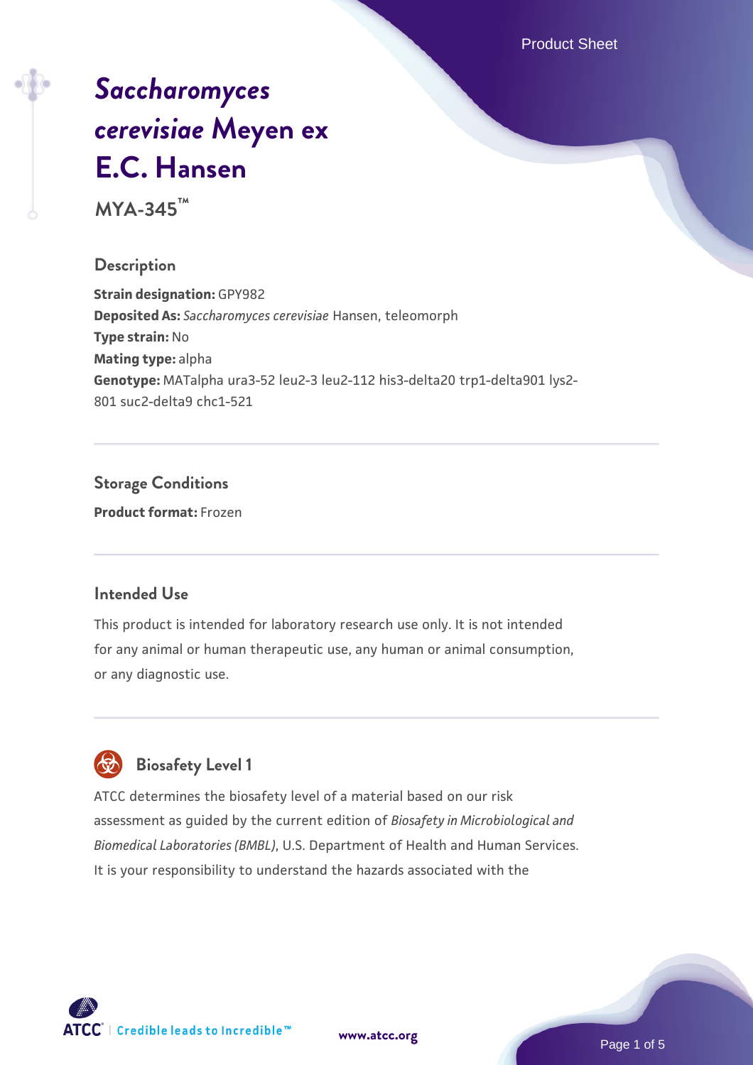Product Sheet

# *Saccharomyces cerevisiae* Meyen ex E.C. Hansen

**MYA-345™**

## Description

**Strain designation:** GPY982
**Deposited As:** *Saccharomyces cerevisiae* Hansen, teleomorph
**Type strain:** No
**Mating type:** alpha
**Genotype:** MATalpha ura3-52 leu2-3 leu2-112 his3-delta20 trp1-delta901 lys2-801 suc2-delta9 chc1-521

## Storage Conditions

**Product format:** Frozen

## Intended Use

This product is intended for laboratory research use only. It is not intended for any animal or human therapeutic use, any human or animal consumption, or any diagnostic use.

## Biosafety Level 1

ATCC determines the biosafety level of a material based on our risk assessment as guided by the current edition of *Biosafety in Microbiological and Biomedical Laboratories (BMBL)*, U.S. Department of Health and Human Services. It is your responsibility to understand the hazards associated with the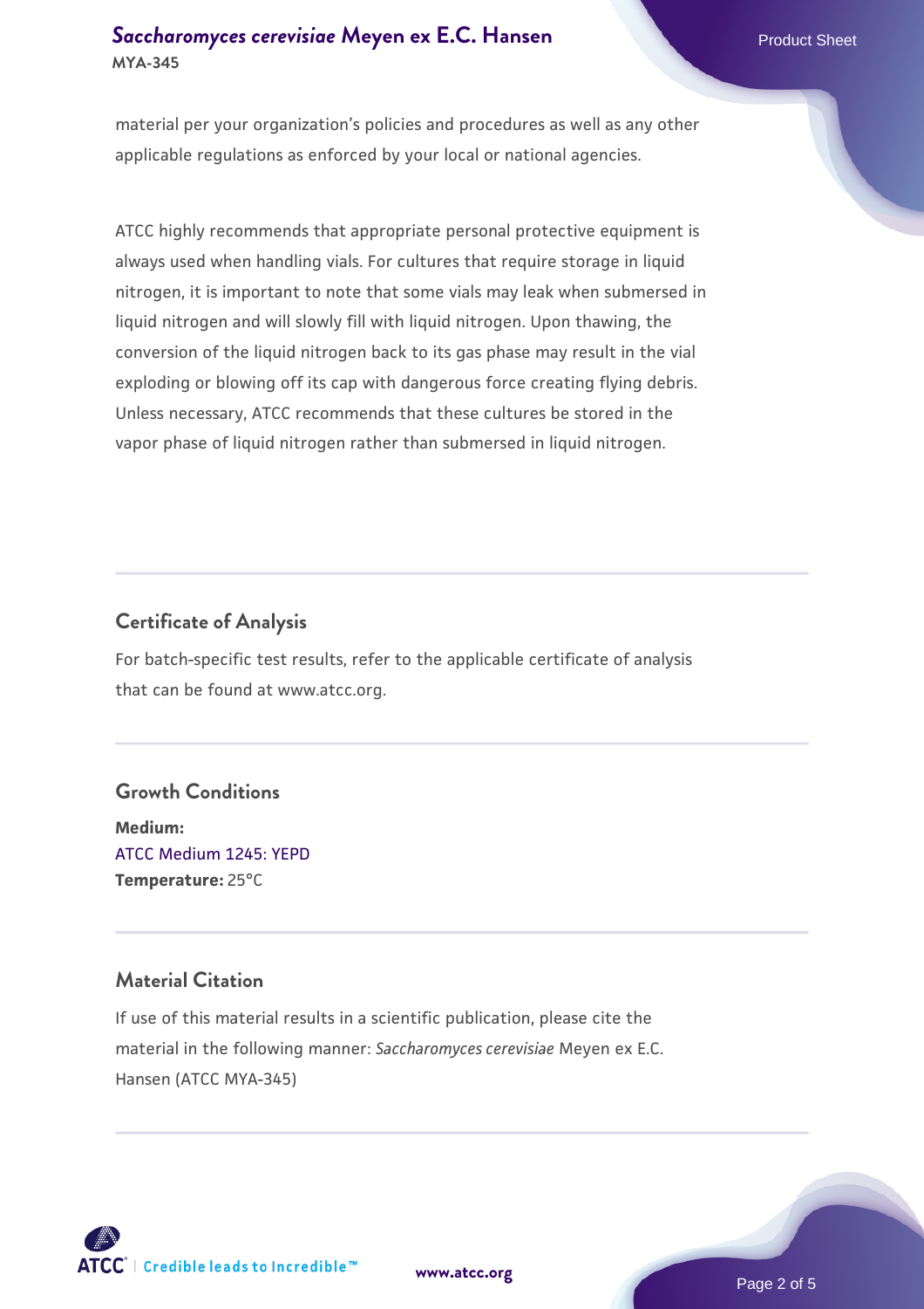material per your organization's policies and procedures as well as any other applicable regulations as enforced by your local or national agencies.

ATCC highly recommends that appropriate personal protective equipment is always used when handling vials. For cultures that require storage in liquid nitrogen, it is important to note that some vials may leak when submersed in liquid nitrogen and will slowly fill with liquid nitrogen. Upon thawing, the conversion of the liquid nitrogen back to its gas phase may result in the vial exploding or blowing off its cap with dangerous force creating flying debris. Unless necessary, ATCC recommends that these cultures be stored in the vapor phase of liquid nitrogen rather than submersed in liquid nitrogen.

## Certificate of Analysis

For batch-specific test results, refer to the applicable certificate of analysis that can be found at www.atcc.org.

## Growth Conditions

**Medium:**
ATCC Medium 1245: YEPD
**Temperature:** 25°C

## Material Citation

If use of this material results in a scientific publication, please cite the material in the following manner: *Saccharomyces cerevisiae* Meyen ex E.C. Hansen (ATCC MYA-345)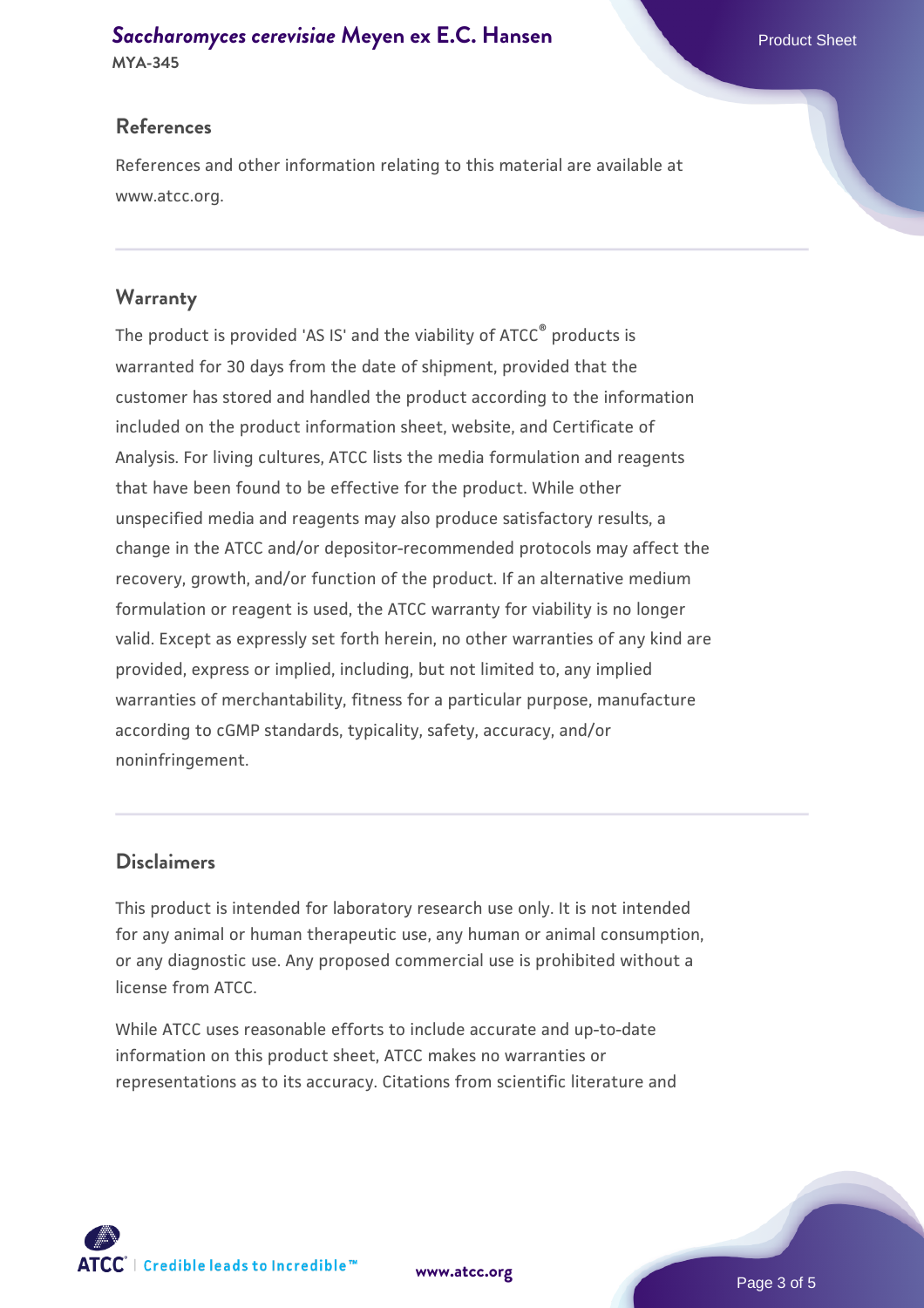## References

References and other information relating to this material are available at www.atcc.org.

## Warranty

The product is provided 'AS IS' and the viability of ATCC® products is warranted for 30 days from the date of shipment, provided that the customer has stored and handled the product according to the information included on the product information sheet, website, and Certificate of Analysis. For living cultures, ATCC lists the media formulation and reagents that have been found to be effective for the product. While other unspecified media and reagents may also produce satisfactory results, a change in the ATCC and/or depositor-recommended protocols may affect the recovery, growth, and/or function of the product. If an alternative medium formulation or reagent is used, the ATCC warranty for viability is no longer valid. Except as expressly set forth herein, no other warranties of any kind are provided, express or implied, including, but not limited to, any implied warranties of merchantability, fitness for a particular purpose, manufacture according to cGMP standards, typicality, safety, accuracy, and/or noninfringement.

## Disclaimers

This product is intended for laboratory research use only. It is not intended for any animal or human therapeutic use, any human or animal consumption, or any diagnostic use. Any proposed commercial use is prohibited without a license from ATCC.

While ATCC uses reasonable efforts to include accurate and up-to-date information on this product sheet, ATCC makes no warranties or representations as to its accuracy. Citations from scientific literature and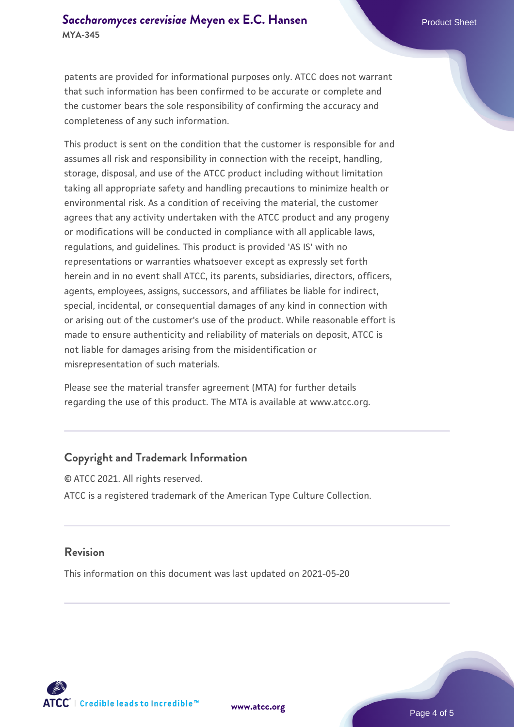patents are provided for informational purposes only. ATCC does not warrant that such information has been confirmed to be accurate or complete and the customer bears the sole responsibility of confirming the accuracy and completeness of any such information.

This product is sent on the condition that the customer is responsible for and assumes all risk and responsibility in connection with the receipt, handling, storage, disposal, and use of the ATCC product including without limitation taking all appropriate safety and handling precautions to minimize health or environmental risk. As a condition of receiving the material, the customer agrees that any activity undertaken with the ATCC product and any progeny or modifications will be conducted in compliance with all applicable laws, regulations, and guidelines. This product is provided 'AS IS' with no representations or warranties whatsoever except as expressly set forth herein and in no event shall ATCC, its parents, subsidiaries, directors, officers, agents, employees, assigns, successors, and affiliates be liable for indirect, special, incidental, or consequential damages of any kind in connection with or arising out of the customer's use of the product. While reasonable effort is made to ensure authenticity and reliability of materials on deposit, ATCC is not liable for damages arising from the misidentification or misrepresentation of such materials.

Please see the material transfer agreement (MTA) for further details regarding the use of this product. The MTA is available at www.atcc.org.

## Copyright and Trademark Information

© ATCC 2021. All rights reserved.

ATCC is a registered trademark of the American Type Culture Collection.

## Revision

This information on this document was last updated on 2021-05-20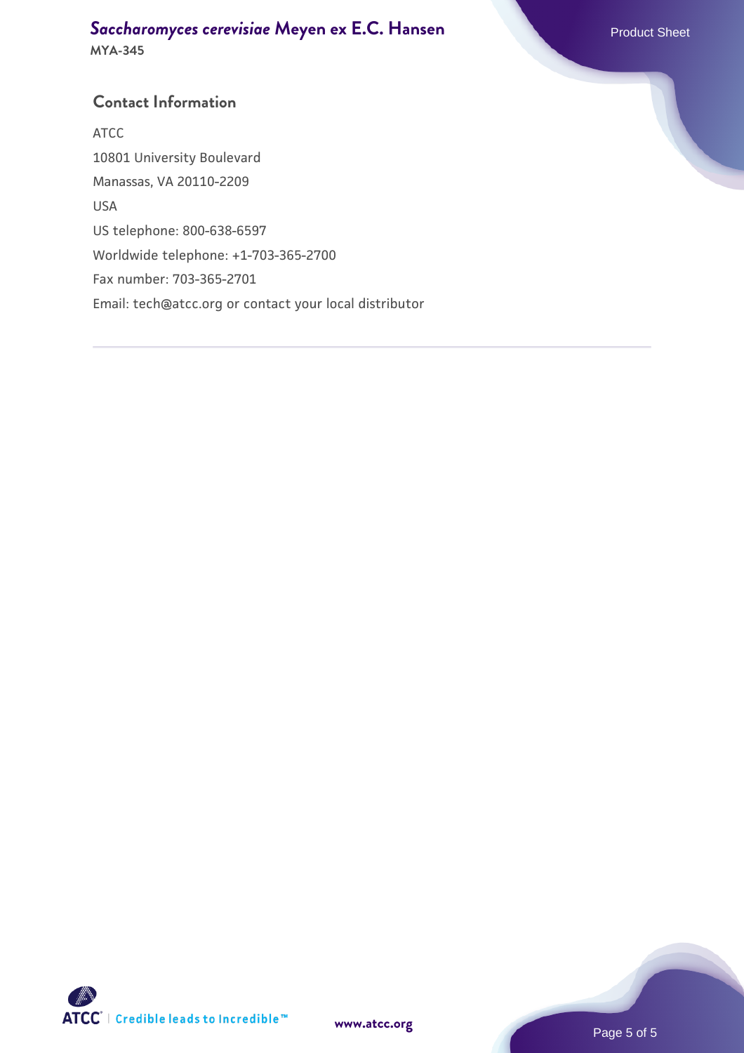## Contact Information

ATCC

10801 University Boulevard

Manassas, VA 20110-2209

USA

US telephone: 800-638-6597

Worldwide telephone: +1-703-365-2700

Fax number: 703-365-2701

Email: tech@atcc.org or contact your local distributor